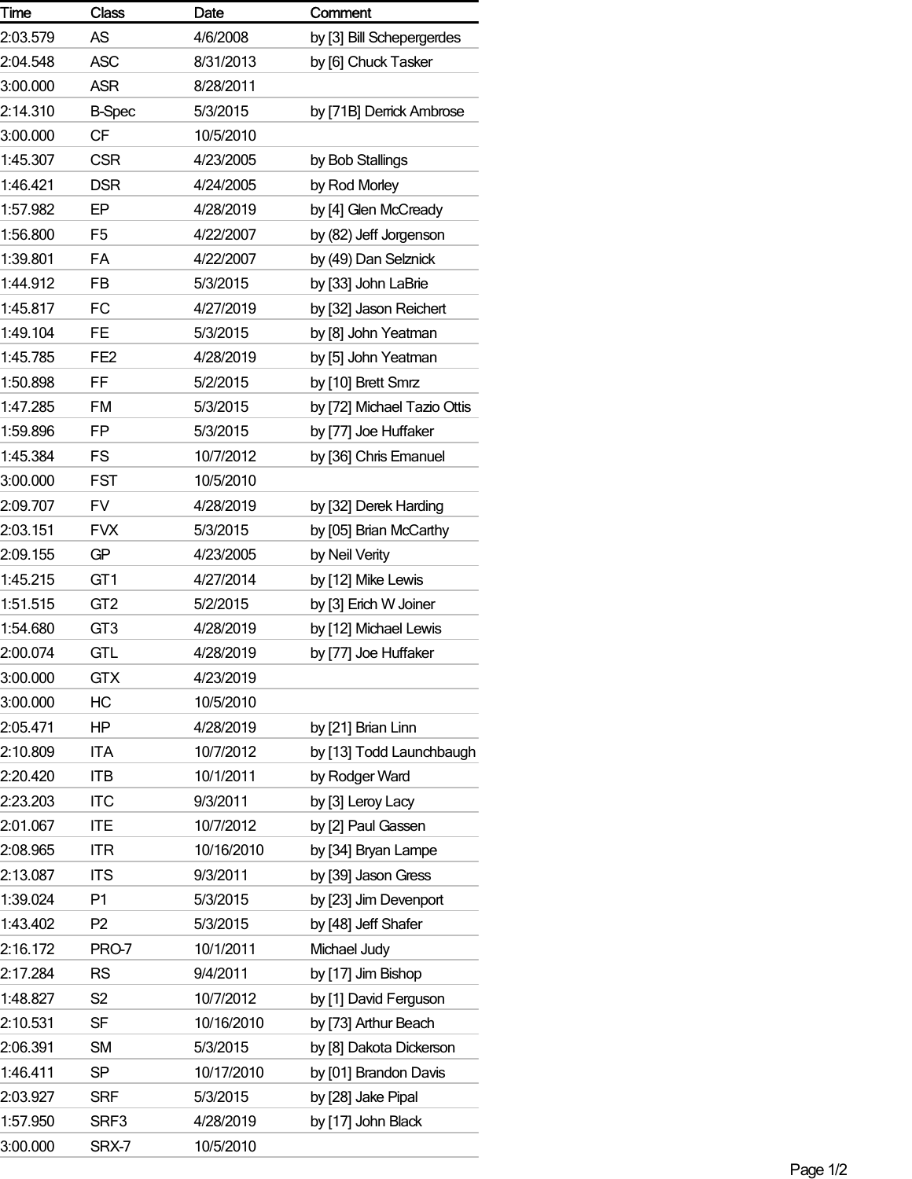| Time | Class | Date | Comment |
| --- | --- | --- | --- |
| 2:03.579 | AS | 4/6/2008 | by [3] Bill Schepergerdes |
| 2:04.548 | ASC | 8/31/2013 | by [6] Chuck Tasker |
| 3:00.000 | ASR | 8/28/2011 | |
| 2:14.310 | B-Spec | 5/3/2015 | by [71B] Derrick Ambrose |
| 3:00.000 | CF | 10/5/2010 | |
| 1:45.307 | CSR | 4/23/2005 | by Bob Stallings |
| 1:46.421 | DSR | 4/24/2005 | by Rod Morley |
| 1:57.982 | EP | 4/28/2019 | by [4] Glen McCready |
| 1:56.800 | F5 | 4/22/2007 | by (82) Jeff Jorgenson |
| 1:39.801 | FA | 4/22/2007 | by (49) Dan Selznick |
| 1:44.912 | FB | 5/3/2015 | by [33] John LaBrie |
| 1:45.817 | FC | 4/27/2019 | by [32] Jason Reichert |
| 1:49.104 | FE | 5/3/2015 | by [8] John Yeatman |
| 1:45.785 | FE2 | 4/28/2019 | by [5] John Yeatman |
| 1:50.898 | FF | 5/2/2015 | by [10] Brett Smrz |
| 1:47.285 | FM | 5/3/2015 | by [72] Michael Tazio Ottis |
| 1:59.896 | FP | 5/3/2015 | by [77] Joe Huffaker |
| 1:45.384 | FS | 10/7/2012 | by [36] Chris Emanuel |
| 3:00.000 | FST | 10/5/2010 | |
| 2:09.707 | FV | 4/28/2019 | by [32] Derek Harding |
| 2:03.151 | FVX | 5/3/2015 | by [05] Brian McCarthy |
| 2:09.155 | GP | 4/23/2005 | by Neil Verity |
| 1:45.215 | GT1 | 4/27/2014 | by [12] Mike Lewis |
| 1:51.515 | GT2 | 5/2/2015 | by [3] Erich W Joiner |
| 1:54.680 | GT3 | 4/28/2019 | by [12] Michael Lewis |
| 2:00.074 | GTL | 4/28/2019 | by [77] Joe Huffaker |
| 3:00.000 | GTX | 4/23/2019 | |
| 3:00.000 | HC | 10/5/2010 | |
| 2:05.471 | HP | 4/28/2019 | by [21] Brian Linn |
| 2:10.809 | ITA | 10/7/2012 | by [13] Todd Launchbaugh |
| 2:20.420 | ITB | 10/1/2011 | by Rodger Ward |
| 2:23.203 | ITC | 9/3/2011 | by [3] Leroy Lacy |
| 2:01.067 | ITE | 10/7/2012 | by [2] Paul Gassen |
| 2:08.965 | ITR | 10/16/2010 | by [34] Bryan Lampe |
| 2:13.087 | ITS | 9/3/2011 | by [39] Jason Gress |
| 1:39.024 | P1 | 5/3/2015 | by [23] Jim Devenport |
| 1:43.402 | P2 | 5/3/2015 | by [48] Jeff Shafer |
| 2:16.172 | PRO-7 | 10/1/2011 | Michael Judy |
| 2:17.284 | RS | 9/4/2011 | by [17] Jim Bishop |
| 1:48.827 | S2 | 10/7/2012 | by [1] David Ferguson |
| 2:10.531 | SF | 10/16/2010 | by [73] Arthur Beach |
| 2:06.391 | SM | 5/3/2015 | by [8] Dakota Dickerson |
| 1:46.411 | SP | 10/17/2010 | by [01] Brandon Davis |
| 2:03.927 | SRF | 5/3/2015 | by [28] Jake Pipal |
| 1:57.950 | SRF3 | 4/28/2019 | by [17] John Black |
| 3:00.000 | SRX-7 | 10/5/2010 | |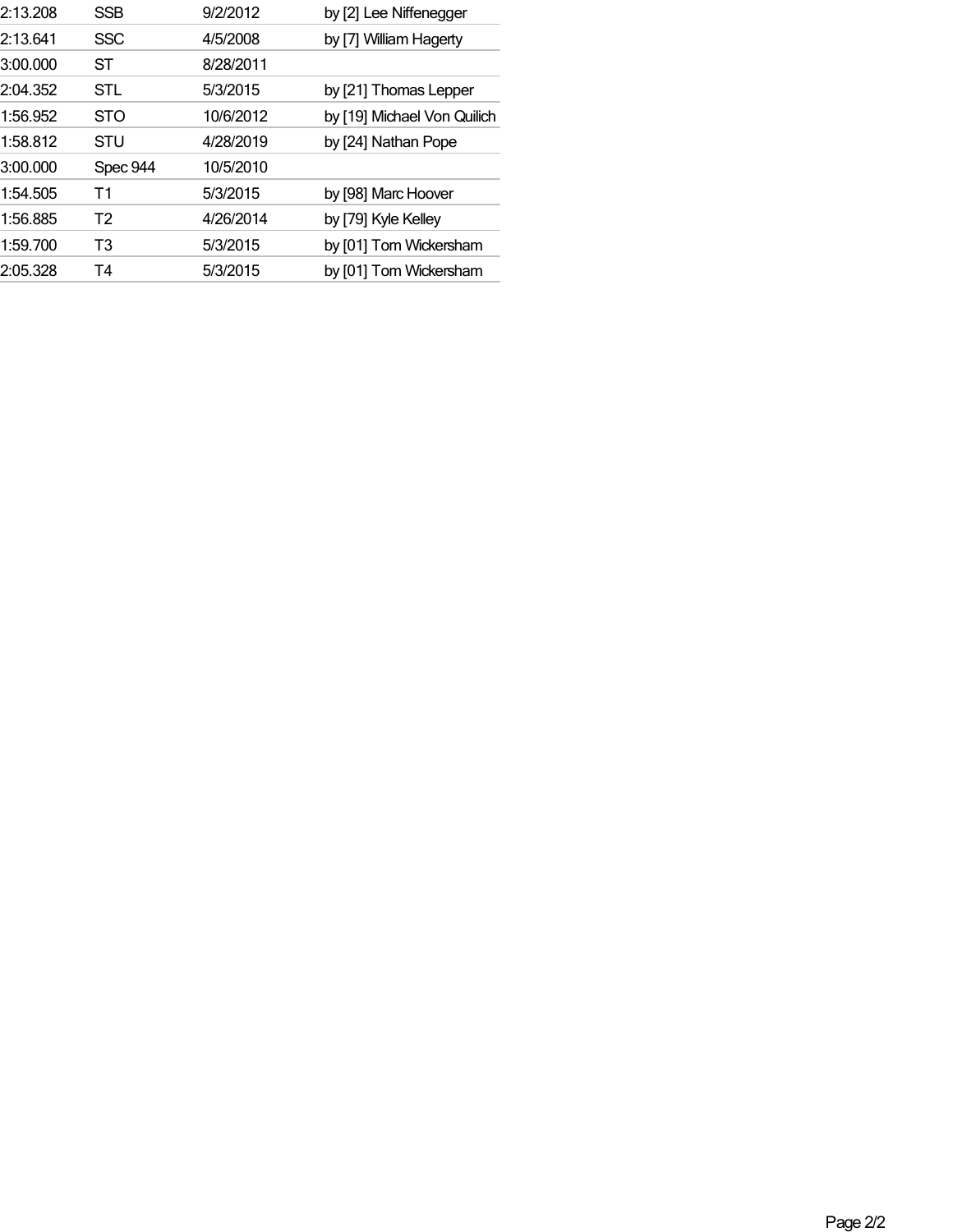| | | | |
|---|---|---|---|
| 2:13.208 | SSB | 9/2/2012 | by [2] Lee Niffenegger |
| 2:13.641 | SSC | 4/5/2008 | by [7] William Hagerty |
| 3:00.000 | ST | 8/28/2011 | |
| 2:04.352 | STL | 5/3/2015 | by [21] Thomas Lepper |
| 1:56.952 | STO | 10/6/2012 | by [19] Michael Von Quilich |
| 1:58.812 | STU | 4/28/2019 | by [24] Nathan Pope |
| 3:00.000 | Spec 944 | 10/5/2010 | |
| 1:54.505 | T1 | 5/3/2015 | by [98] Marc Hoover |
| 1:56.885 | T2 | 4/26/2014 | by [79] Kyle Kelley |
| 1:59.700 | T3 | 5/3/2015 | by [01] Tom Wickersham |
| 2:05.328 | T4 | 5/3/2015 | by [01] Tom Wickersham |